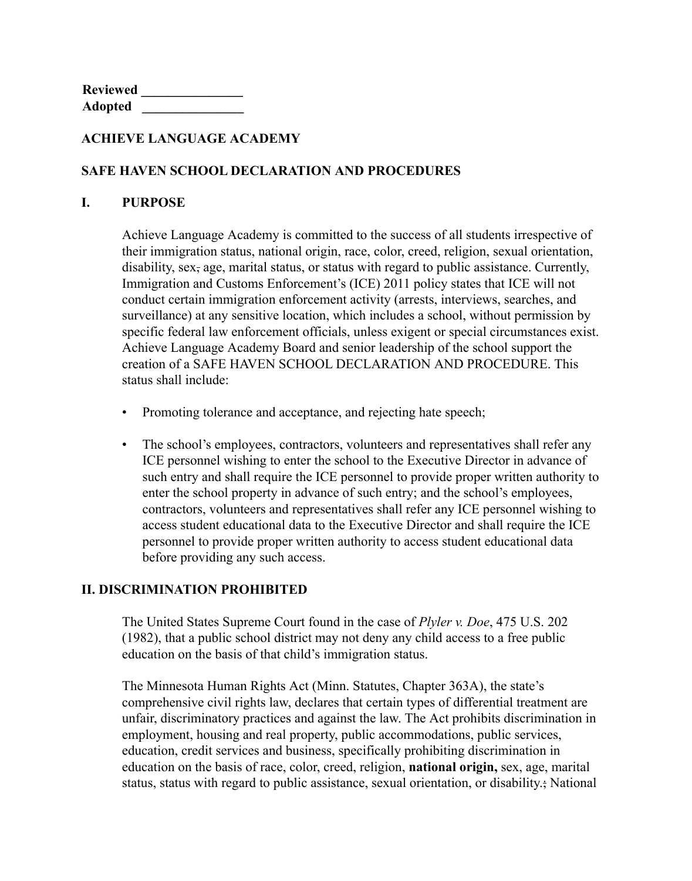**Reviewed \_\_\_\_\_\_\_\_\_\_\_\_\_\_\_**
**Adopted \_\_\_\_\_\_\_\_\_\_\_\_\_\_\_**

**ACHIEVE LANGUAGE ACADEMY**

**SAFE HAVEN SCHOOL DECLARATION AND PROCEDURES**

## I. PURPOSE

Achieve Language Academy is committed to the success of all students irrespective of their immigration status, national origin, race, color, creed, religion, sexual orientation, disability, sex, age, marital status, or status with regard to public assistance. Currently, Immigration and Customs Enforcement's (ICE) 2011 policy states that ICE will not conduct certain immigration enforcement activity (arrests, interviews, searches, and surveillance) at any sensitive location, which includes a school, without permission by specific federal law enforcement officials, unless exigent or special circumstances exist. Achieve Language Academy Board and senior leadership of the school support the creation of a SAFE HAVEN SCHOOL DECLARATION AND PROCEDURE. This status shall include:

- Promoting tolerance and acceptance, and rejecting hate speech;
- The school's employees, contractors, volunteers and representatives shall refer any ICE personnel wishing to enter the school to the Executive Director in advance of such entry and shall require the ICE personnel to provide proper written authority to enter the school property in advance of such entry; and the school's employees, contractors, volunteers and representatives shall refer any ICE personnel wishing to access student educational data to the Executive Director and shall require the ICE personnel to provide proper written authority to access student educational data before providing any such access.

## II. DISCRIMINATION PROHIBITED

The United States Supreme Court found in the case of *Plyler v. Doe*, 475 U.S. 202 (1982), that a public school district may not deny any child access to a free public education on the basis of that child's immigration status.

The Minnesota Human Rights Act (Minn. Statutes, Chapter 363A), the state's comprehensive civil rights law, declares that certain types of differential treatment are unfair, discriminatory practices and against the law. The Act prohibits discrimination in employment, housing and real property, public accommodations, public services, education, credit services and business, specifically prohibiting discrimination in education on the basis of race, color, creed, religion, **national origin,** sex, age, marital status, status with regard to public assistance, sexual orientation, or disability. National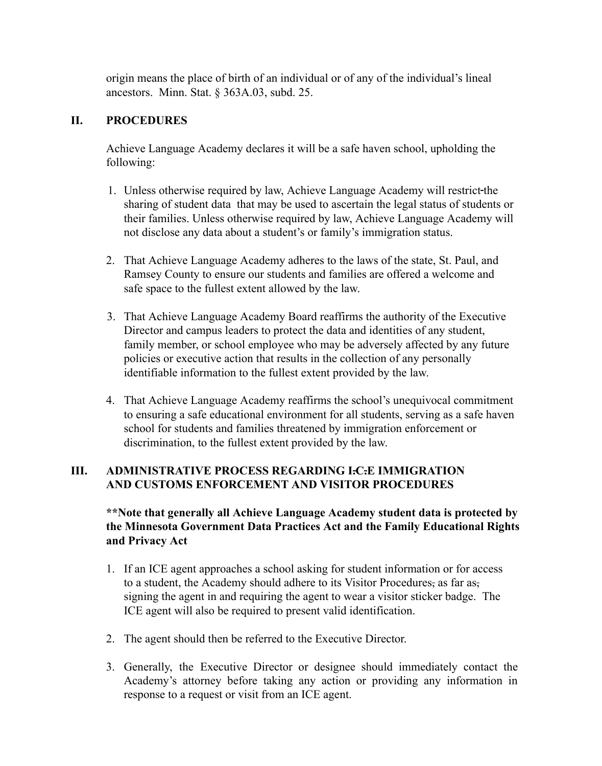origin means the place of birth of an individual or of any of the individual's lineal ancestors. Minn. Stat. § 363A.03, subd. 25.

## II. PROCEDURES

Achieve Language Academy declares it will be a safe haven school, upholding the following:

1. Unless otherwise required by law, Achieve Language Academy will restrict the sharing of student data that may be used to ascertain the legal status of students or their families. Unless otherwise required by law, Achieve Language Academy will not disclose any data about a student's or family's immigration status.

2. That Achieve Language Academy adheres to the laws of the state, St. Paul, and Ramsey County to ensure our students and families are offered a welcome and safe space to the fullest extent allowed by the law.

3. That Achieve Language Academy Board reaffirms the authority of the Executive Director and campus leaders to protect the data and identities of any student, family member, or school employee who may be adversely affected by any future policies or executive action that results in the collection of any personally identifiable information to the fullest extent provided by the law.

4. That Achieve Language Academy reaffirms the school's unequivocal commitment to ensuring a safe educational environment for all students, serving as a safe haven school for students and families threatened by immigration enforcement or discrimination, to the fullest extent provided by the law.

## III. ADMINISTRATIVE PROCESS REGARDING ~~I.C.E~~ IMMIGRATION AND CUSTOMS ENFORCEMENT AND VISITOR PROCEDURES

**\*\*Note that generally all Achieve Language Academy student data is protected by the Minnesota Government Data Practices Act and the Family Educational Rights and Privacy Act**

1. If an ICE agent approaches a school asking for student information or for access to a student, the Academy should adhere to its Visitor Procedures~~,~~ as far as~~,~~ signing the agent in and requiring the agent to wear a visitor sticker badge. The ICE agent will also be required to present valid identification.

2. The agent should then be referred to the Executive Director.

3. Generally, the Executive Director or designee should immediately contact the Academy's attorney before taking any action or providing any information in response to a request or visit from an ICE agent.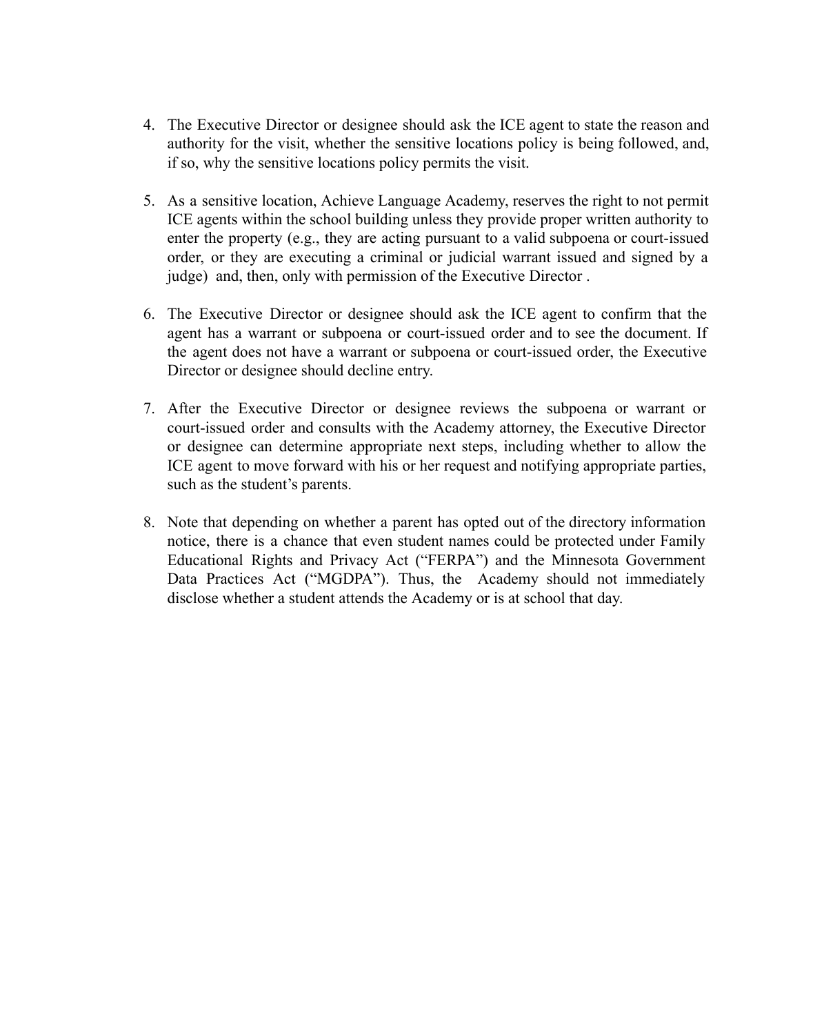4. The Executive Director or designee should ask the ICE agent to state the reason and authority for the visit, whether the sensitive locations policy is being followed, and, if so, why the sensitive locations policy permits the visit.

5. As a sensitive location, Achieve Language Academy, reserves the right to not permit ICE agents within the school building unless they provide proper written authority to enter the property (e.g., they are acting pursuant to a valid subpoena or court-issued order, or they are executing a criminal or judicial warrant issued and signed by a judge) and, then, only with permission of the Executive Director .

6. The Executive Director or designee should ask the ICE agent to confirm that the agent has a warrant or subpoena or court-issued order and to see the document. If the agent does not have a warrant or subpoena or court-issued order, the Executive Director or designee should decline entry.

7. After the Executive Director or designee reviews the subpoena or warrant or court-issued order and consults with the Academy attorney, the Executive Director or designee can determine appropriate next steps, including whether to allow the ICE agent to move forward with his or her request and notifying appropriate parties, such as the student's parents.

8. Note that depending on whether a parent has opted out of the directory information notice, there is a chance that even student names could be protected under Family Educational Rights and Privacy Act ("FERPA") and the Minnesota Government Data Practices Act ("MGDPA"). Thus, the Academy should not immediately disclose whether a student attends the Academy or is at school that day.